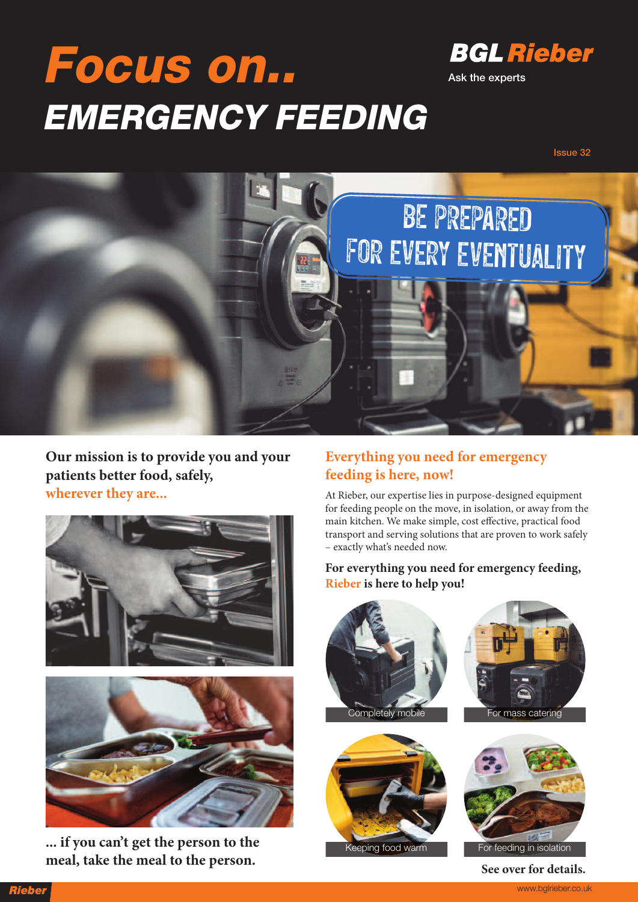# Focus on..

# EMERGENCY FEEDING

**BGL Rieber**

Ask the experts

Issue 32

BE PREPARED FOR EVERY EVENTUALITY

**Our mission is to provide you and your patients better food, safely, wherever they are...**

**... if you can't get the person to the meal, take the meal to the person.**

## Everything you need for emergency feeding is here, now!

At Rieber, our expertise lies in purpose-designed equipment for feeding people on the move, in isolation, or away from the main kitchen. We make simple, cost effective, practical food transport and serving solutions that are proven to work safely – exactly what's needed now.

**For everything you need for emergency feeding, Rieber is here to help you!**

Completely mobile

For mass catering

Keeping food warm

For feeding in isolation

**See over for details.**

www.bglrieber.co.uk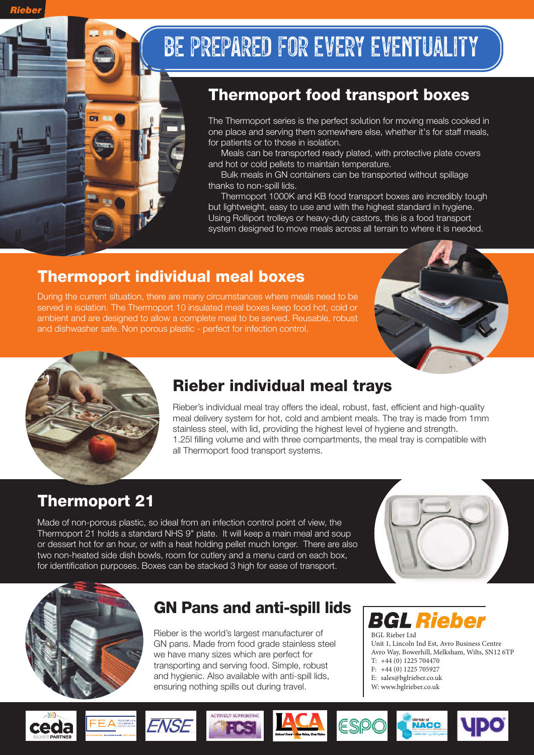# BE PREPARED FOR EVERY EVENTUALITY

## Thermoport food transport boxes

The Thermoport series is the perfect solution for moving meals cooked in one place and serving them somewhere else, whether it's for staff meals, for patients or to those in isolation.

Meals can be transported ready plated, with protective plate covers and hot or cold pellets to maintain temperature.

Bulk meals in GN containers can be transported without spillage thanks to non-spill lids.

Thermoport 1000K and KB food transport boxes are incredibly tough but lightweight, easy to use and with the highest standard in hygiene. Using Rolliport trolleys or heavy-duty castors, this is a food transport system designed to move meals across all terrain to where it is needed.

## Thermoport individual meal boxes

During the current situation, there are many circumstances where meals need to be served in isolation. The Thermoport 10 insulated meal boxes keep food hot, cold or ambient and are designed to allow a complete meal to be served. Reusable, robust and dishwasher safe. Non porous plastic - perfect for infection control.

## Rieber individual meal trays

Rieber's individual meal tray offers the ideal, robust, fast, efficient and high-quality meal delivery system for hot, cold and ambient meals. The tray is made from 1mm stainless steel, with lid, providing the highest level of hygiene and strength. 1.25l filling volume and with three compartments, the meal tray is compatible with all Thermoport food transport systems.

## Thermoport 21

Made of non-porous plastic, so ideal from an infection control point of view, the Thermoport 21 holds a standard NHS 9" plate. It will keep a main meal and soup or dessert hot for an hour, or with a heat holding pellet much longer. There are also two non-heated side dish bowls, room for cutlery and a menu card on each box, for identification purposes. Boxes can be stacked 3 high for ease of transport.

## GN Pans and anti-spill lids

Rieber is the world's largest manufacturer of GN pans. Made from food grade stainless steel we have many sizes which are perfect for transporting and serving food. Simple, robust and hygienic. Also available with anti-spill lids, ensuring nothing spills out during travel.

**BGL Rieber**

BGL Rieber Ltd
Unit 1, Lincoln Ind Est, Avro Business Centre
Avro Way, Bowerhill, Melksham, Wilts, SN12 6TP
T: +44 (0) 1225 704470
F: +44 (0) 1225 705927
E: sales@bglrieber.co.uk
W: www.bglrieber.co.uk

ceda SILVER PARTNER | FEA | ENSE | ACTIVELY SUPPORTING FCSI | LACA | ESPO | Member of NACC | YPO